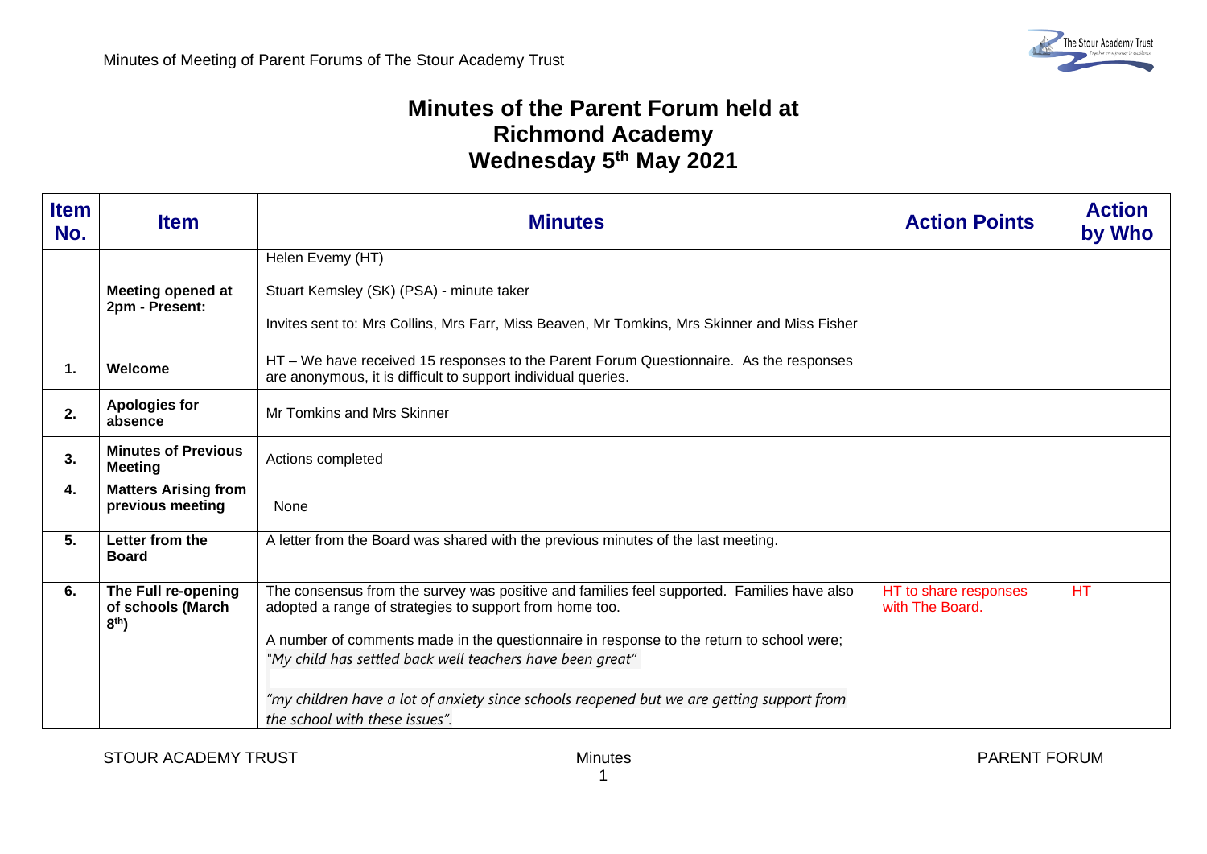# Minutes of the Parent Forum held at Richmond Academy Wednesday 5th May 2021

| Item No. | Item | Minutes | Action Points | Action by Who |
|---|---|---|---|---|
| | **Meeting opened at 2pm - Present:** | Helen Evemy (HT)<br><br>Stuart Kemsley (SK) (PSA) - minute taker<br><br>Invites sent to: Mrs Collins, Mrs Farr, Miss Beaven, Mr Tomkins, Mrs Skinner and Miss Fisher | | |
| **1.** | **Welcome** | HT – We have received 15 responses to the Parent Forum Questionnaire. As the responses are anonymous, it is difficult to support individual queries. | | |
| **2.** | **Apologies for absence** | Mr Tomkins and Mrs Skinner | | |
| **3.** | **Minutes of Previous Meeting** | Actions completed | | |
| **4.** | **Matters Arising from previous meeting** | None | | |
| **5.** | **Letter from the Board** | A letter from the Board was shared with the previous minutes of the last meeting. | | |
| **6.** | **The Full re-opening of schools (March 8th)** | The consensus from the survey was positive and families feel supported. Families have also adopted a range of strategies to support from home too.<br><br>A number of comments made in the questionnaire in response to the return to school were;<br>*"My child has settled back well teachers have been great"*<br><br>*"my children have a lot of anxiety since schools reopened but we are getting support from the school with these issues".* | HT to share responses with The Board. | HT |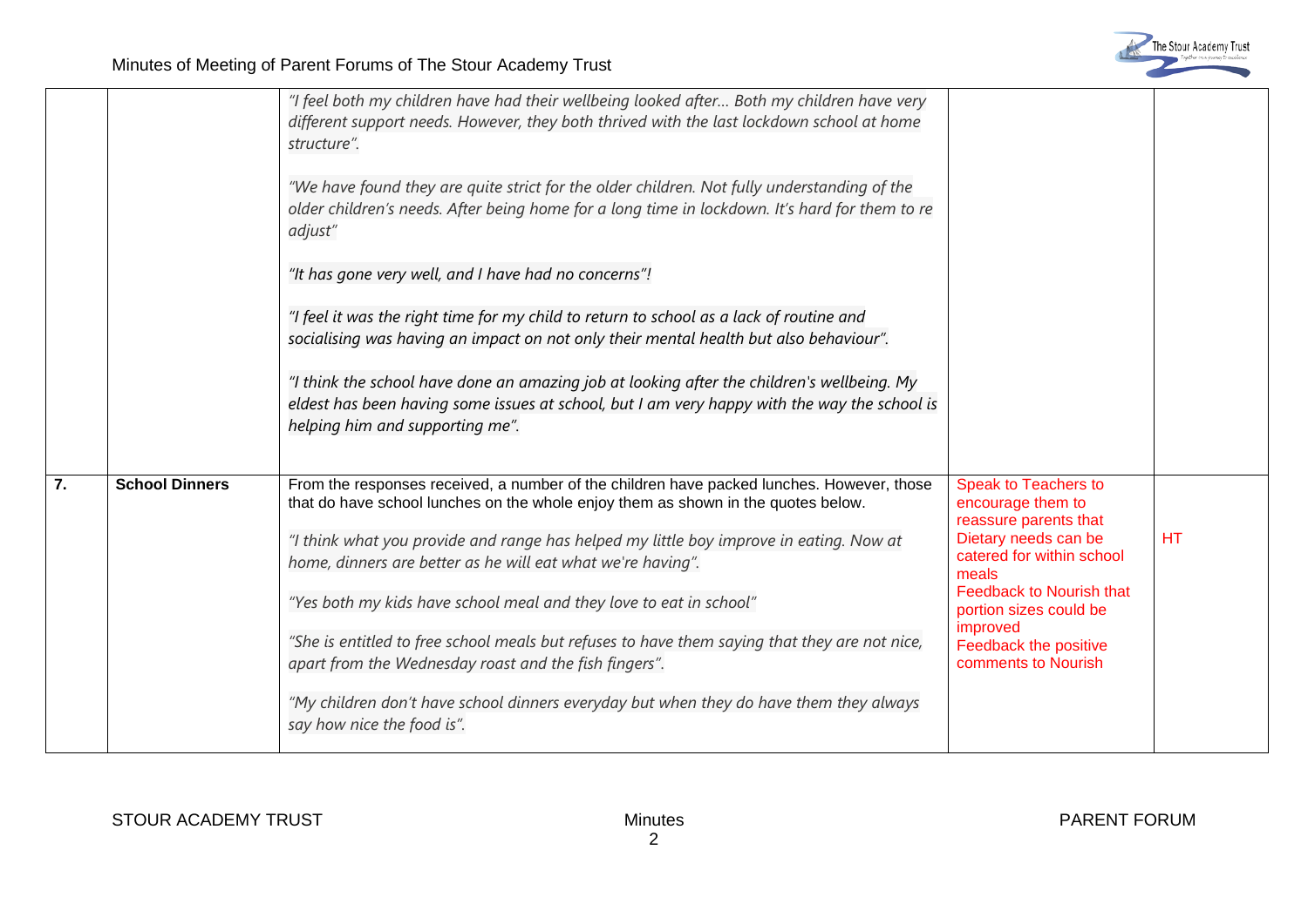| | | | | |
|---|---|---|---|---|
| | | *"I feel both my children have had their wellbeing looked after… Both my children have very different support needs. However, they both thrived with the last lockdown school at home structure".*<br><br>*"We have found they are quite strict for the older children. Not fully understanding of the older children's needs. After being home for a long time in lockdown. It's hard for them to re adjust"*<br><br>*"It has gone very well, and I have had no concerns"!*<br><br>*"I feel it was the right time for my child to return to school as a lack of routine and socialising was having an impact on not only their mental health but also behaviour".*<br><br>*"I think the school have done an amazing job at looking after the children's wellbeing. My eldest has been having some issues at school, but I am very happy with the way the school is helping him and supporting me".* | | |
| **7.** | **School Dinners** | From the responses received, a number of the children have packed lunches. However, those that do have school lunches on the whole enjoy them as shown in the quotes below.<br><br>*"I think what you provide and range has helped my little boy improve in eating. Now at home, dinners are better as he will eat what we're having".*<br><br>*"Yes both my kids have school meal and they love to eat in school"*<br><br>*"She is entitled to free school meals but refuses to have them saying that they are not nice, apart from the Wednesday roast and the fish fingers".*<br><br>*"My children don't have school dinners everyday but when they do have them they always say how nice the food is".* | Speak to Teachers to encourage them to reassure parents that Dietary needs can be catered for within school meals<br>Feedback to Nourish that portion sizes could be improved<br>Feedback the positive comments to Nourish | HT |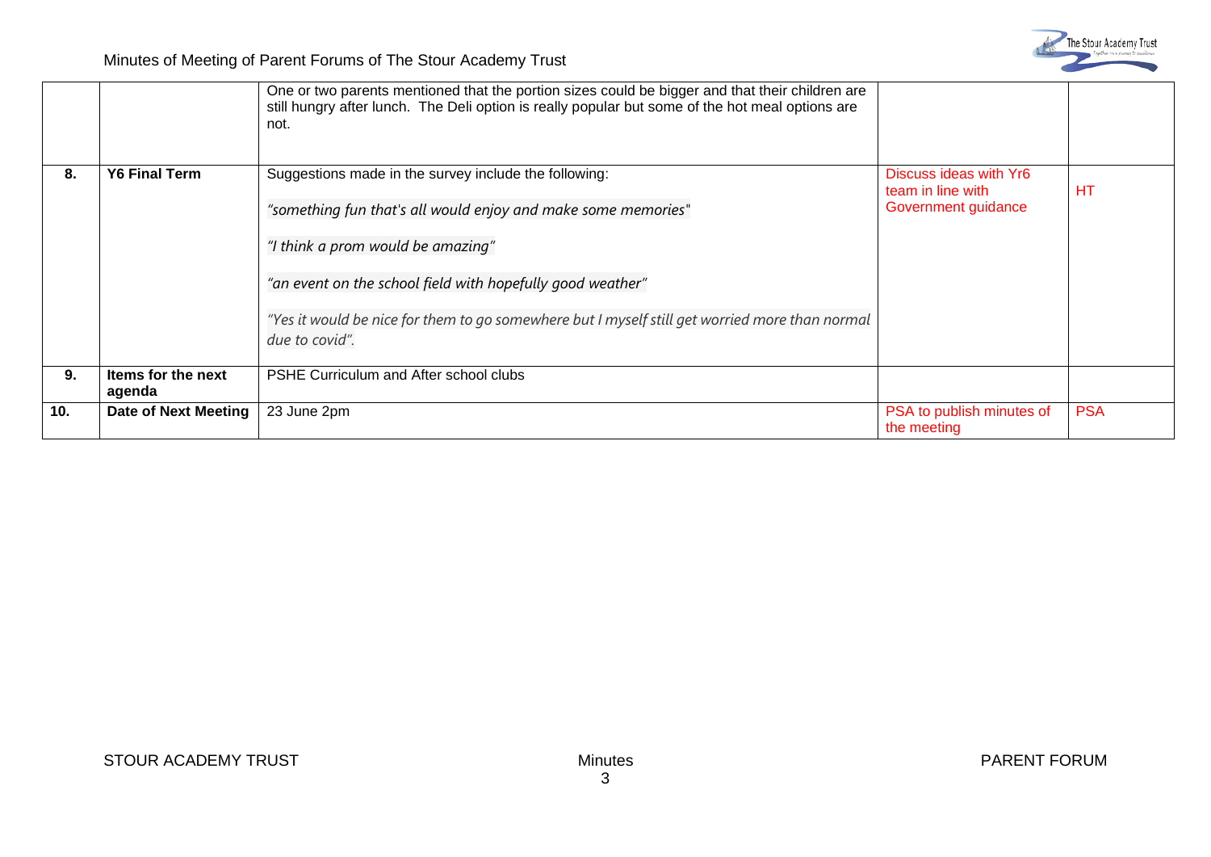| | | | | |
|---|---|---|---|---|
| | | One or two parents mentioned that the portion sizes could be bigger and that their children are still hungry after lunch. The Deli option is really popular but some of the hot meal options are not. | | |
| **8.** | **Y6 Final Term** | Suggestions made in the survey include the following:<br><br>*"something fun that's all would enjoy and make some memories"*<br><br>*"I think a prom would be amazing"*<br><br>*"an event on the school field with hopefully good weather"*<br><br>*"Yes it would be nice for them to go somewhere but I myself still get worried more than normal due to covid".* | Discuss ideas with Yr6 team in line with Government guidance | HT |
| **9.** | **Items for the next agenda** | PSHE Curriculum and After school clubs | | |
| **10.** | **Date of Next Meeting** | 23 June 2pm | PSA to publish minutes of the meeting | PSA |